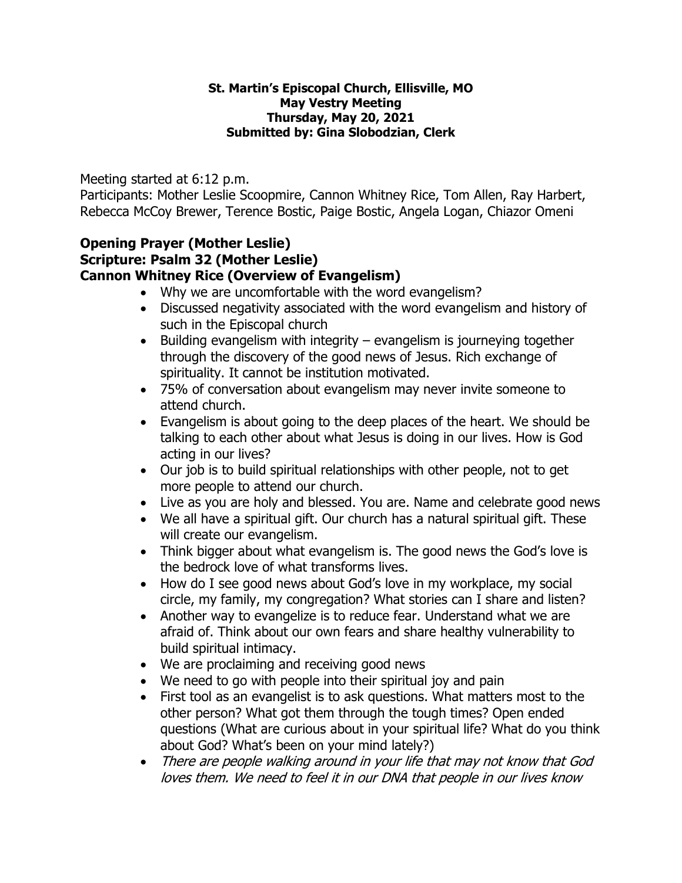**St. Martin's Episcopal Church, Ellisville, MO**
**May Vestry Meeting**
**Thursday, May 20, 2021**
**Submitted by: Gina Slobodzian, Clerk**

Meeting started at 6:12 p.m.
Participants: Mother Leslie Scoopmire, Cannon Whitney Rice, Tom Allen, Ray Harbert, Rebecca McCoy Brewer, Terence Bostic, Paige Bostic, Angela Logan, Chiazor Omeni

**Opening Prayer (Mother Leslie)**
**Scripture: Psalm 32 (Mother Leslie)**
**Cannon Whitney Rice (Overview of Evangelism)**

- Why we are uncomfortable with the word evangelism?
- Discussed negativity associated with the word evangelism and history of such in the Episcopal church
- Building evangelism with integrity – evangelism is journeying together through the discovery of the good news of Jesus. Rich exchange of spirituality. It cannot be institution motivated.
- 75% of conversation about evangelism may never invite someone to attend church.
- Evangelism is about going to the deep places of the heart. We should be talking to each other about what Jesus is doing in our lives. How is God acting in our lives?
- Our job is to build spiritual relationships with other people, not to get more people to attend our church.
- Live as you are holy and blessed. You are. Name and celebrate good news
- We all have a spiritual gift. Our church has a natural spiritual gift. These will create our evangelism.
- Think bigger about what evangelism is. The good news the God's love is the bedrock love of what transforms lives.
- How do I see good news about God's love in my workplace, my social circle, my family, my congregation? What stories can I share and listen?
- Another way to evangelize is to reduce fear. Understand what we are afraid of. Think about our own fears and share healthy vulnerability to build spiritual intimacy.
- We are proclaiming and receiving good news
- We need to go with people into their spiritual joy and pain
- First tool as an evangelist is to ask questions. What matters most to the other person? What got them through the tough times? Open ended questions (What are curious about in your spiritual life? What do you think about God? What's been on your mind lately?)
- *There are people walking around in your life that may not know that God loves them. We need to feel it in our DNA that people in our lives know*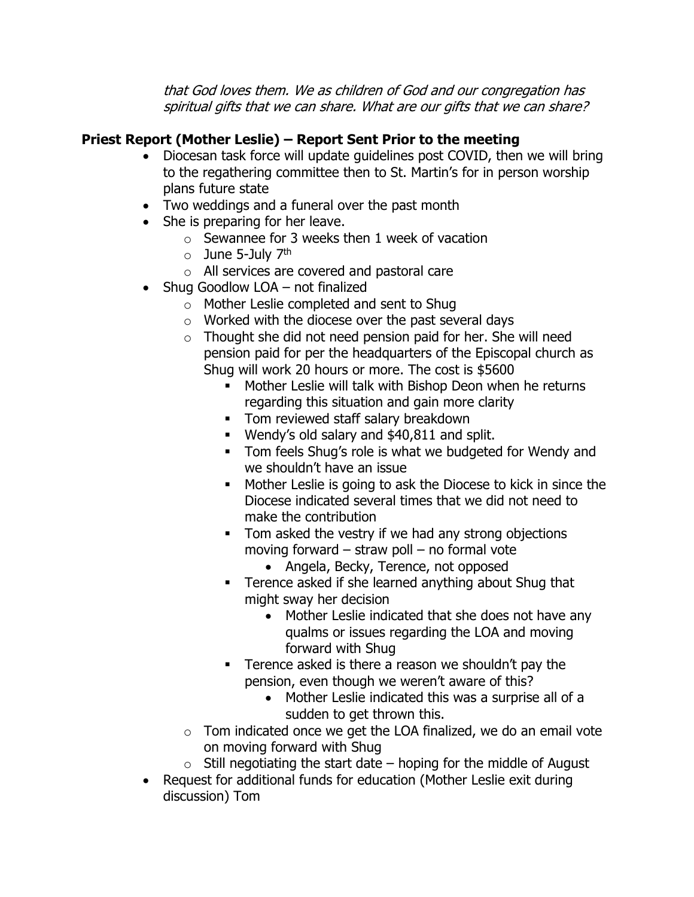*that God loves them. We as children of God and our congregation has spiritual gifts that we can share. What are our gifts that we can share?*

**Priest Report (Mother Leslie) – Report Sent Prior to the meeting**

- Diocesan task force will update guidelines post COVID, then we will bring to the regathering committee then to St. Martin's for in person worship plans future state
- Two weddings and a funeral over the past month
- She is preparing for her leave.
  - Sewannee for 3 weeks then 1 week of vacation
  - June 5-July 7th
  - All services are covered and pastoral care
- Shug Goodlow LOA – not finalized
  - Mother Leslie completed and sent to Shug
  - Worked with the diocese over the past several days
  - Thought she did not need pension paid for her. She will need pension paid for per the headquarters of the Episcopal church as Shug will work 20 hours or more. The cost is $5600
    - Mother Leslie will talk with Bishop Deon when he returns regarding this situation and gain more clarity
    - Tom reviewed staff salary breakdown
    - Wendy's old salary and $40,811 and split.
    - Tom feels Shug's role is what we budgeted for Wendy and we shouldn't have an issue
    - Mother Leslie is going to ask the Diocese to kick in since the Diocese indicated several times that we did not need to make the contribution
    - Tom asked the vestry if we had any strong objections moving forward – straw poll – no formal vote
      - Angela, Becky, Terence, not opposed
    - Terence asked if she learned anything about Shug that might sway her decision
      - Mother Leslie indicated that she does not have any qualms or issues regarding the LOA and moving forward with Shug
    - Terence asked is there a reason we shouldn't pay the pension, even though we weren't aware of this?
      - Mother Leslie indicated this was a surprise all of a sudden to get thrown this.
  - Tom indicated once we get the LOA finalized, we do an email vote on moving forward with Shug
  - Still negotiating the start date – hoping for the middle of August
- Request for additional funds for education (Mother Leslie exit during discussion) Tom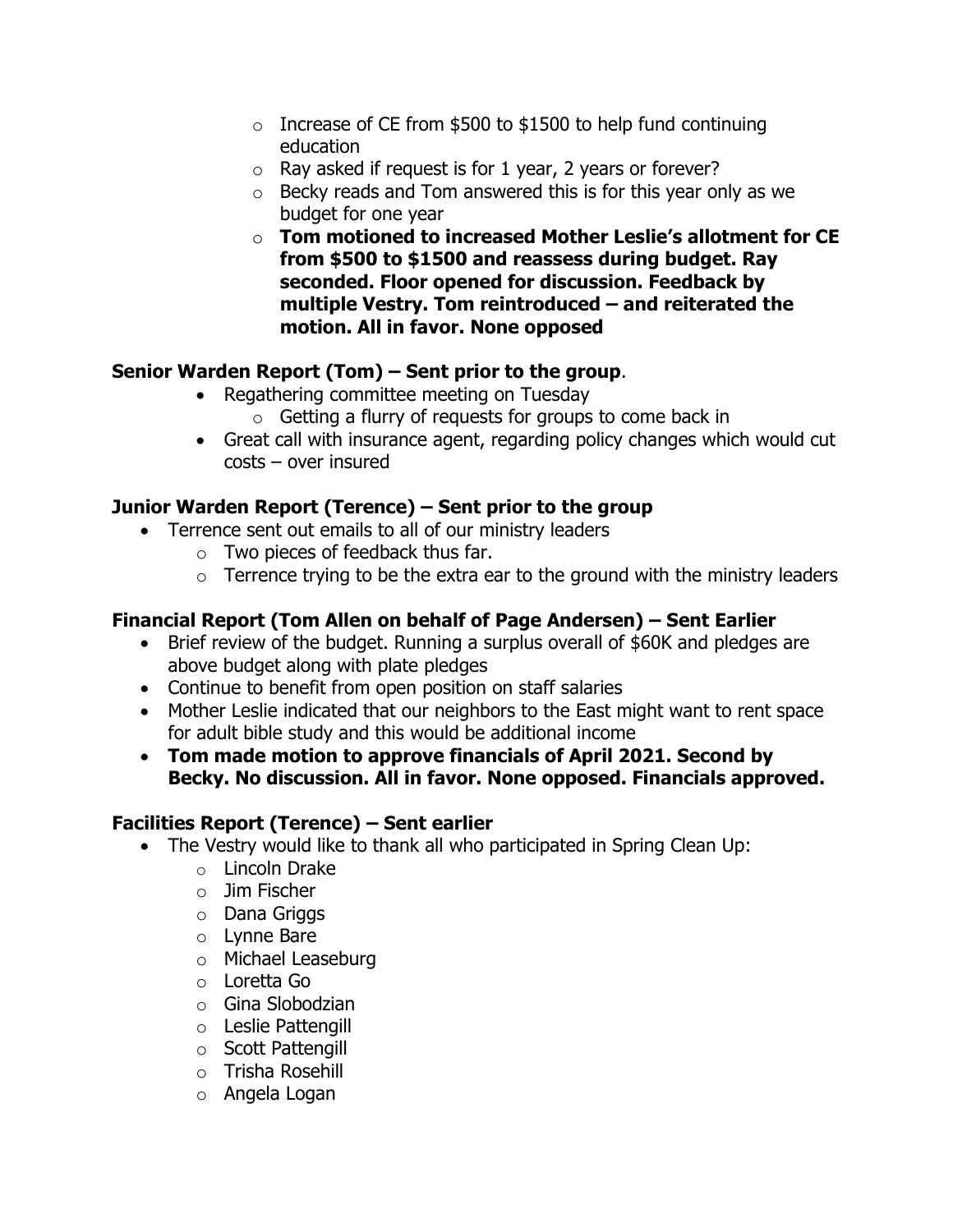- Increase of CE from $500 to $1500 to help fund continuing education
  - Ray asked if request is for 1 year, 2 years or forever?
  - Becky reads and Tom answered this is for this year only as we budget for one year
  - **Tom motioned to increased Mother Leslie's allotment for CE from $500 to $1500 and reassess during budget. Ray seconded. Floor opened for discussion. Feedback by multiple Vestry. Tom reintroduced – and reiterated the motion. All in favor. None opposed**

**Senior Warden Report (Tom) – Sent prior to the group**.

- Regathering committee meeting on Tuesday
  - Getting a flurry of requests for groups to come back in
- Great call with insurance agent, regarding policy changes which would cut costs – over insured

**Junior Warden Report (Terence) – Sent prior to the group**

- Terrence sent out emails to all of our ministry leaders
  - Two pieces of feedback thus far.
  - Terrence trying to be the extra ear to the ground with the ministry leaders

**Financial Report (Tom Allen on behalf of Page Andersen) – Sent Earlier**

- Brief review of the budget. Running a surplus overall of $60K and pledges are above budget along with plate pledges
- Continue to benefit from open position on staff salaries
- Mother Leslie indicated that our neighbors to the East might want to rent space for adult bible study and this would be additional income
- **Tom made motion to approve financials of April 2021. Second by Becky. No discussion. All in favor. None opposed. Financials approved.**

**Facilities Report (Terence) – Sent earlier**

- The Vestry would like to thank all who participated in Spring Clean Up:
  - Lincoln Drake
  - Jim Fischer
  - Dana Griggs
  - Lynne Bare
  - Michael Leaseburg
  - Loretta Go
  - Gina Slobodzian
  - Leslie Pattengill
  - Scott Pattengill
  - Trisha Rosehill
  - Angela Logan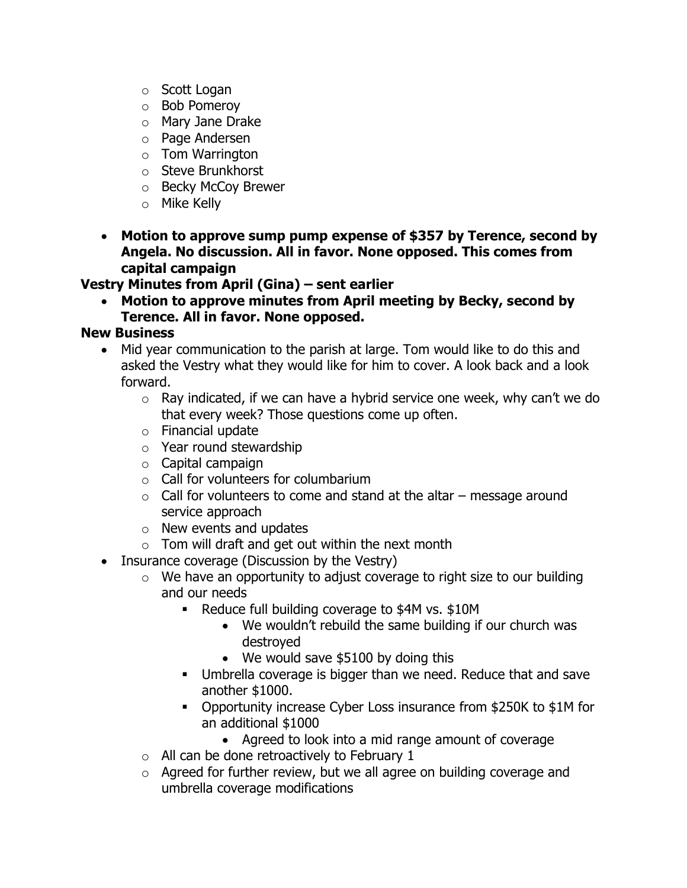- Scott Logan
  - Bob Pomeroy
  - Mary Jane Drake
  - Page Andersen
  - Tom Warrington
  - Steve Brunkhorst
  - Becky McCoy Brewer
  - Mike Kelly

- **Motion to approve sump pump expense of $357 by Terence, second by Angela. No discussion. All in favor. None opposed. This comes from capital campaign**

**Vestry Minutes from April (Gina) – sent earlier**

- **Motion to approve minutes from April meeting by Becky, second by Terence. All in favor. None opposed.**

**New Business**

- Mid year communication to the parish at large. Tom would like to do this and asked the Vestry what they would like for him to cover. A look back and a look forward.
  - Ray indicated, if we can have a hybrid service one week, why can't we do that every week? Those questions come up often.
  - Financial update
  - Year round stewardship
  - Capital campaign
  - Call for volunteers for columbarium
  - Call for volunteers to come and stand at the altar – message around service approach
  - New events and updates
  - Tom will draft and get out within the next month
- Insurance coverage (Discussion by the Vestry)
  - We have an opportunity to adjust coverage to right size to our building and our needs
    - Reduce full building coverage to $4M vs. $10M
      - We wouldn't rebuild the same building if our church was destroyed
      - We would save $5100 by doing this
    - Umbrella coverage is bigger than we need. Reduce that and save another $1000.
    - Opportunity increase Cyber Loss insurance from $250K to $1M for an additional $1000
      - Agreed to look into a mid range amount of coverage
  - All can be done retroactively to February 1
  - Agreed for further review, but we all agree on building coverage and umbrella coverage modifications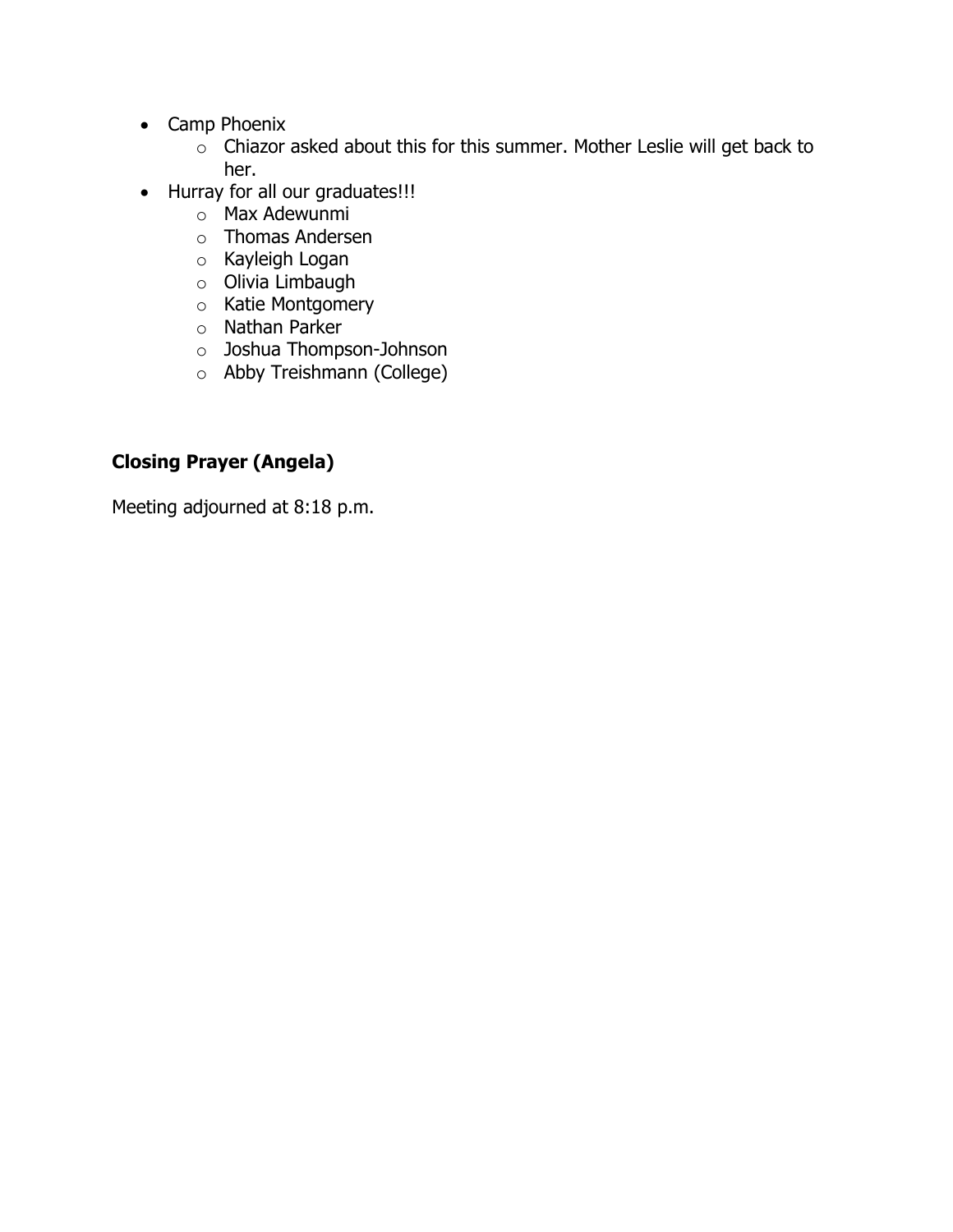- Camp Phoenix
  - Chiazor asked about this for this summer. Mother Leslie will get back to her.
- Hurray for all our graduates!!!
  - Max Adewunmi
  - Thomas Andersen
  - Kayleigh Logan
  - Olivia Limbaugh
  - Katie Montgomery
  - Nathan Parker
  - Joshua Thompson-Johnson
  - Abby Treishmann (College)

**Closing Prayer (Angela)**

Meeting adjourned at 8:18 p.m.